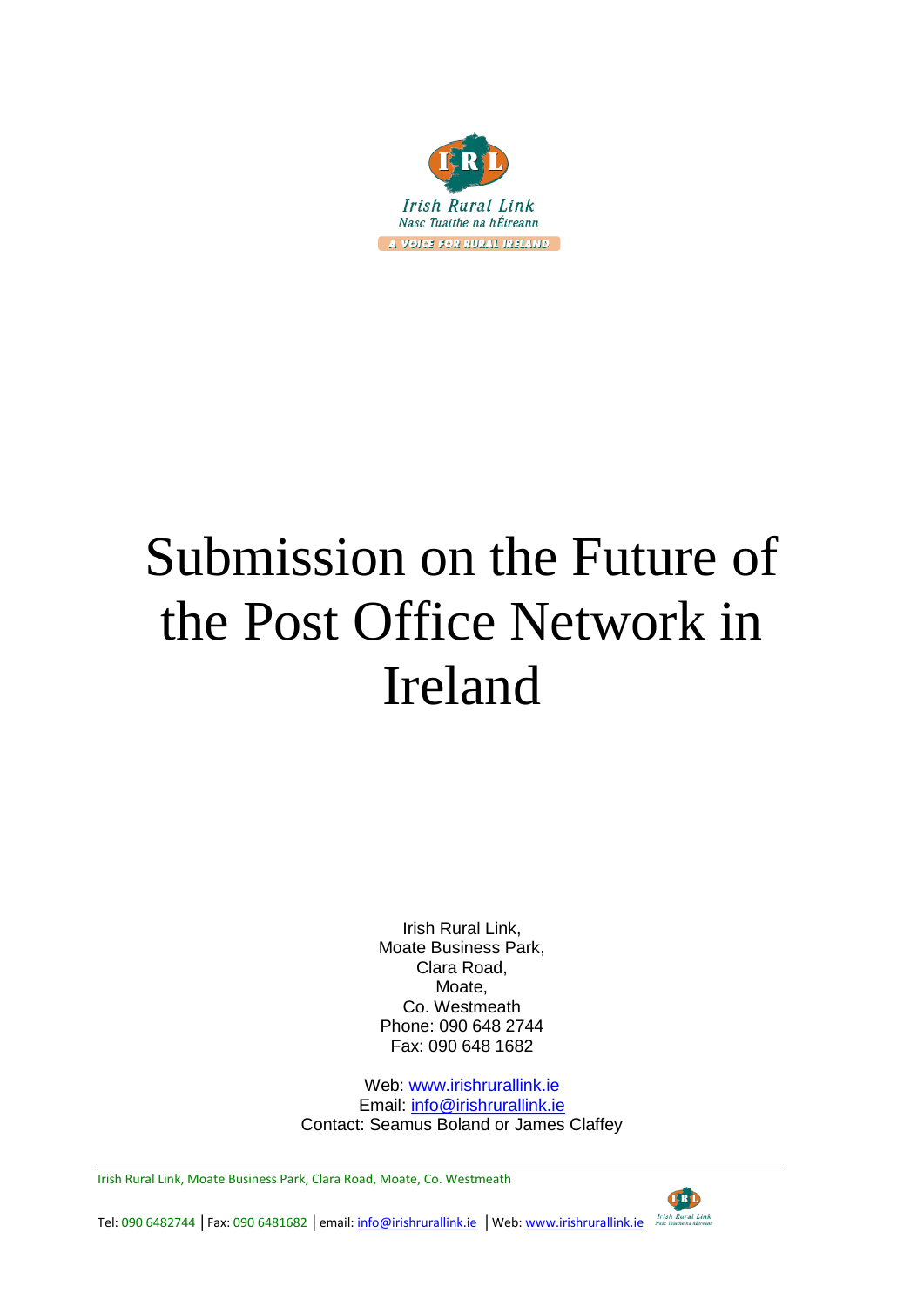Irish Rural Link

Nasc Tuaithe na hÉireann

A VOICE FOR RURAL IRELAND

# Submission on the Future of the Post Office Network in Ireland

Irish Rural Link,
Moate Business Park,
Clara Road,
Moate,
Co. Westmeath
Phone: 090 648 2744
Fax: 090 648 1682

Web: www.irishrurallink.ie
Email: info@irishrurallink.ie
Contact: Seamus Boland or James Claffey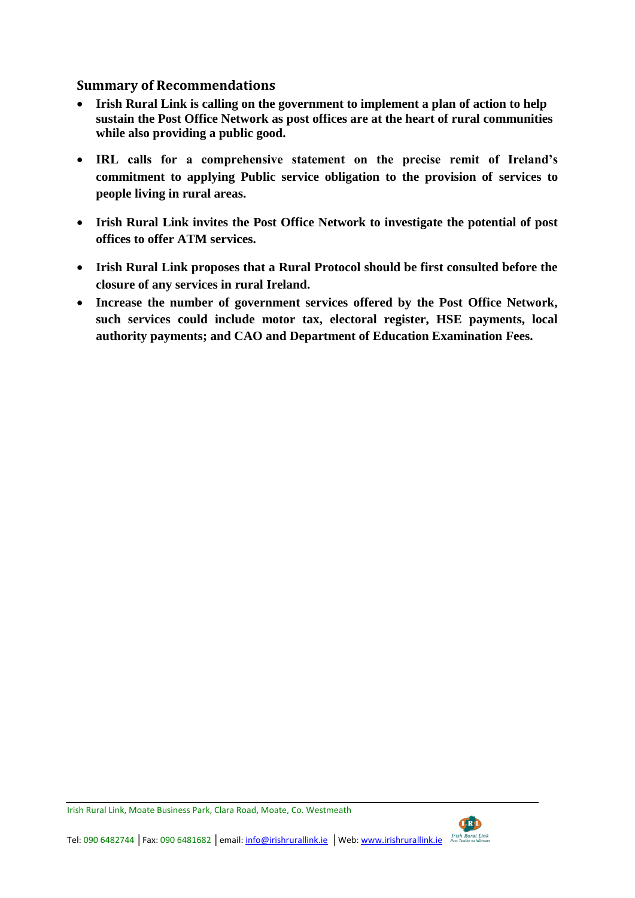## Summary of Recommendations

- **Irish Rural Link is calling on the government to implement a plan of action to help sustain the Post Office Network as post offices are at the heart of rural communities while also providing a public good.**
- **IRL calls for a comprehensive statement on the precise remit of Ireland's commitment to applying Public service obligation to the provision of services to people living in rural areas.**
- **Irish Rural Link invites the Post Office Network to investigate the potential of post offices to offer ATM services.**
- **Irish Rural Link proposes that a Rural Protocol should be first consulted before the closure of any services in rural Ireland.**
- **Increase the number of government services offered by the Post Office Network, such services could include motor tax, electoral register, HSE payments, local authority payments; and CAO and Department of Education Examination Fees.**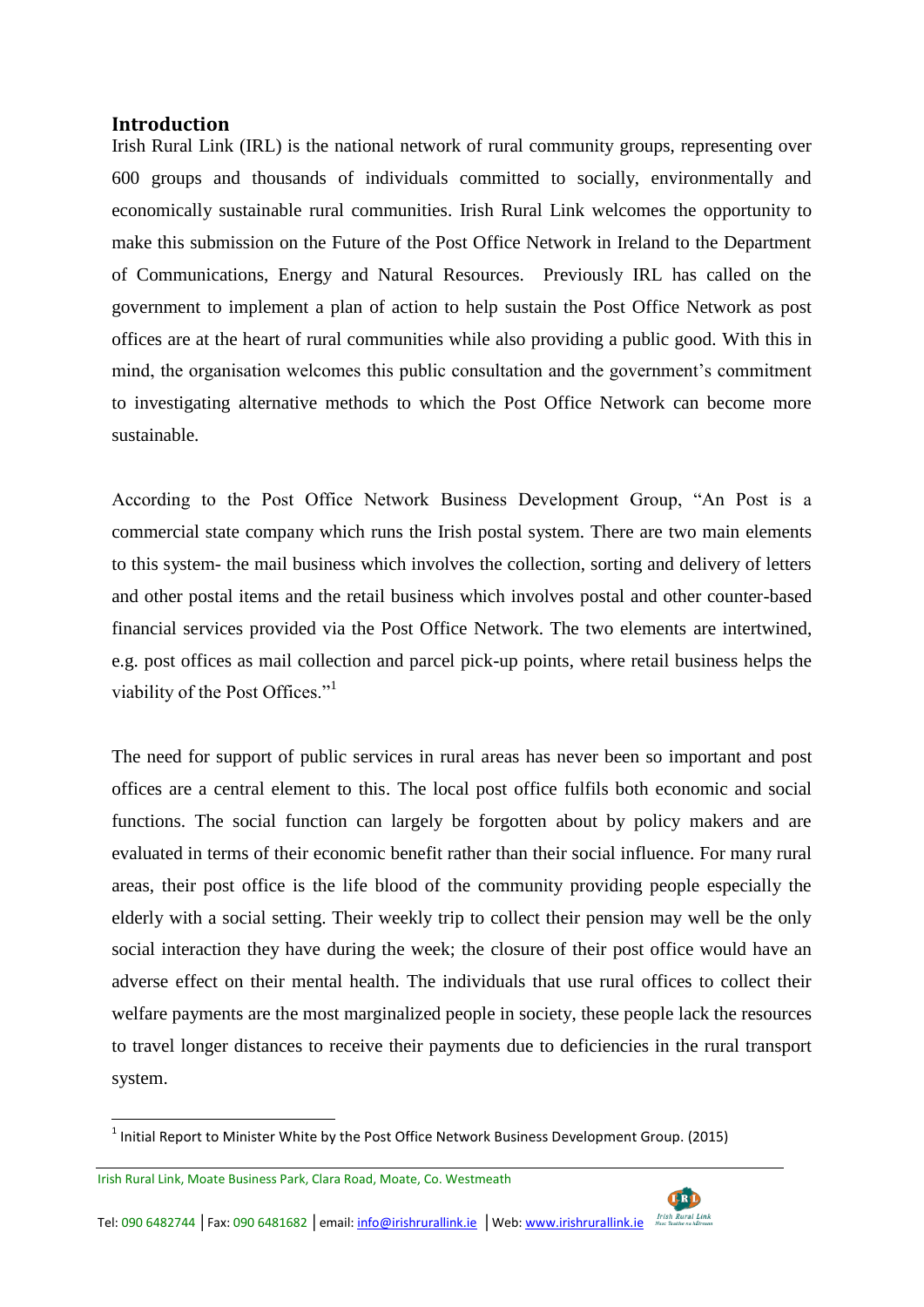## Introduction

Irish Rural Link (IRL) is the national network of rural community groups, representing over 600 groups and thousands of individuals committed to socially, environmentally and economically sustainable rural communities. Irish Rural Link welcomes the opportunity to make this submission on the Future of the Post Office Network in Ireland to the Department of Communications, Energy and Natural Resources. Previously IRL has called on the government to implement a plan of action to help sustain the Post Office Network as post offices are at the heart of rural communities while also providing a public good. With this in mind, the organisation welcomes this public consultation and the government's commitment to investigating alternative methods to which the Post Office Network can become more sustainable.

According to the Post Office Network Business Development Group, "An Post is a commercial state company which runs the Irish postal system. There are two main elements to this system- the mail business which involves the collection, sorting and delivery of letters and other postal items and the retail business which involves postal and other counter-based financial services provided via the Post Office Network. The two elements are intertwined, e.g. post offices as mail collection and parcel pick-up points, where retail business helps the viability of the Post Offices."[1]

The need for support of public services in rural areas has never been so important and post offices are a central element to this. The local post office fulfils both economic and social functions. The social function can largely be forgotten about by policy makers and are evaluated in terms of their economic benefit rather than their social influence. For many rural areas, their post office is the life blood of the community providing people especially the elderly with a social setting. Their weekly trip to collect their pension may well be the only social interaction they have during the week; the closure of their post office would have an adverse effect on their mental health. The individuals that use rural offices to collect their welfare payments are the most marginalized people in society, these people lack the resources to travel longer distances to receive their payments due to deficiencies in the rural transport system.

[1] Initial Report to Minister White by the Post Office Network Business Development Group. (2015)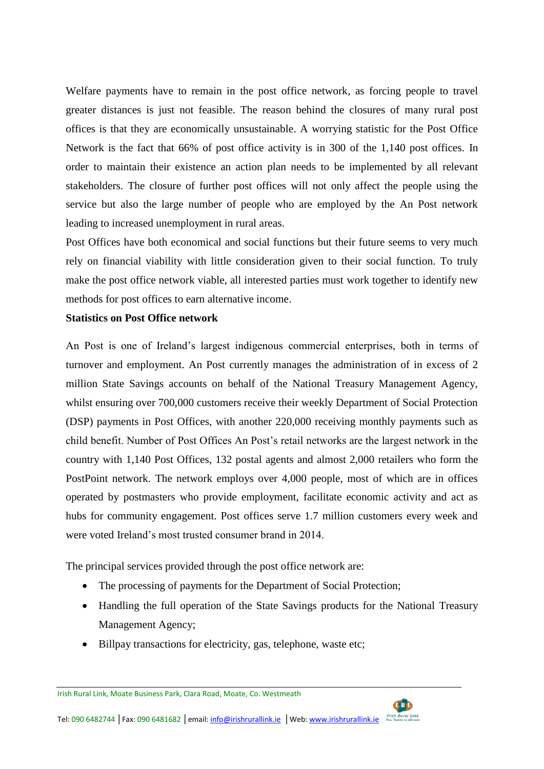Welfare payments have to remain in the post office network, as forcing people to travel greater distances is just not feasible. The reason behind the closures of many rural post offices is that they are economically unsustainable. A worrying statistic for the Post Office Network is the fact that 66% of post office activity is in 300 of the 1,140 post offices. In order to maintain their existence an action plan needs to be implemented by all relevant stakeholders. The closure of further post offices will not only affect the people using the service but also the large number of people who are employed by the An Post network leading to increased unemployment in rural areas.

Post Offices have both economical and social functions but their future seems to very much rely on financial viability with little consideration given to their social function. To truly make the post office network viable, all interested parties must work together to identify new methods for post offices to earn alternative income.

**Statistics on Post Office network**

An Post is one of Ireland's largest indigenous commercial enterprises, both in terms of turnover and employment. An Post currently manages the administration of in excess of 2 million State Savings accounts on behalf of the National Treasury Management Agency, whilst ensuring over 700,000 customers receive their weekly Department of Social Protection (DSP) payments in Post Offices, with another 220,000 receiving monthly payments such as child benefit. Number of Post Offices An Post's retail networks are the largest network in the country with 1,140 Post Offices, 132 postal agents and almost 2,000 retailers who form the PostPoint network. The network employs over 4,000 people, most of which are in offices operated by postmasters who provide employment, facilitate economic activity and act as hubs for community engagement. Post offices serve 1.7 million customers every week and were voted Ireland's most trusted consumer brand in 2014.

The principal services provided through the post office network are:

- The processing of payments for the Department of Social Protection;
- Handling the full operation of the State Savings products for the National Treasury Management Agency;
- Billpay transactions for electricity, gas, telephone, waste etc;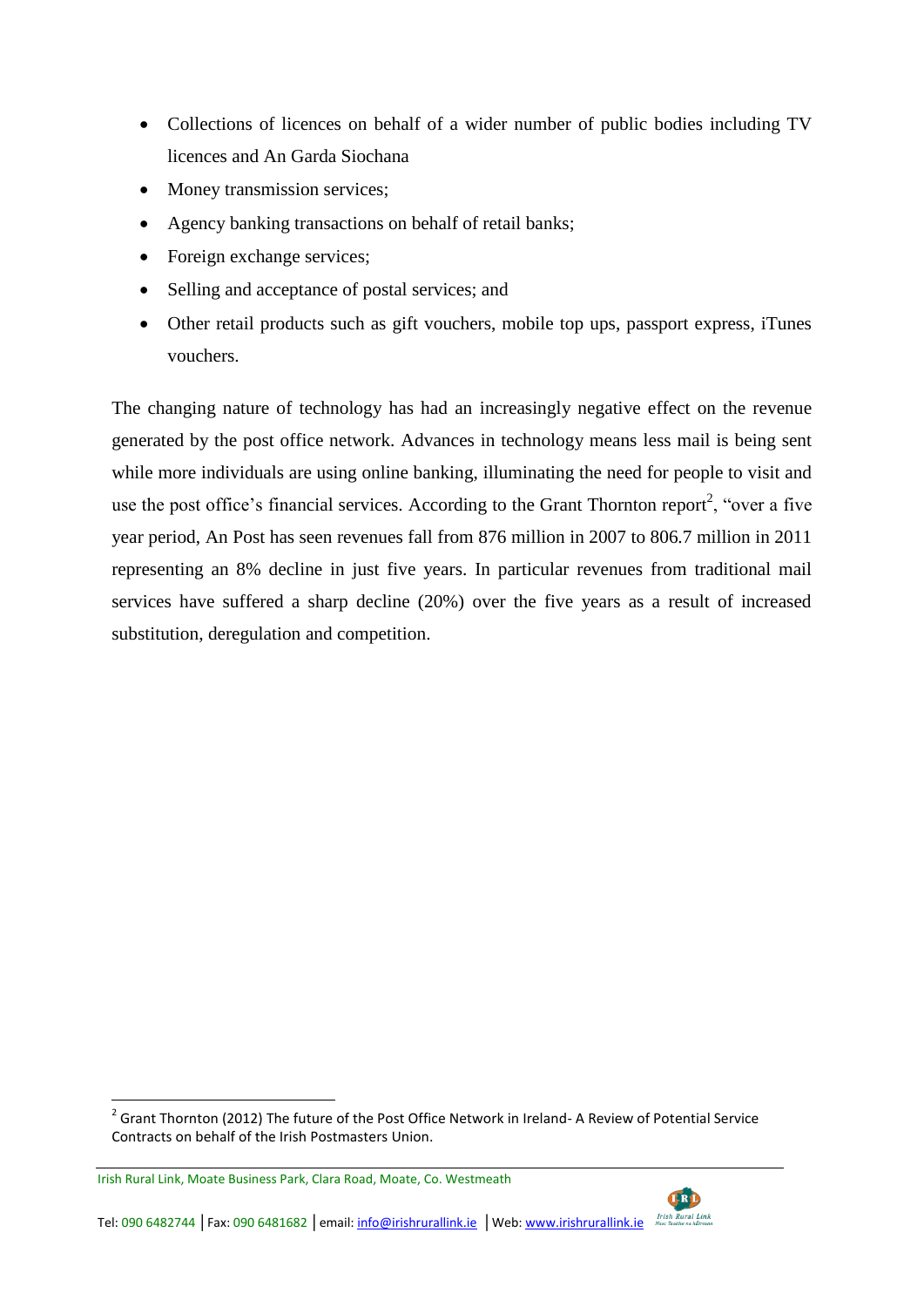- Collections of licences on behalf of a wider number of public bodies including TV licences and An Garda Siochana
- Money transmission services;
- Agency banking transactions on behalf of retail banks;
- Foreign exchange services;
- Selling and acceptance of postal services; and
- Other retail products such as gift vouchers, mobile top ups, passport express, iTunes vouchers.

The changing nature of technology has had an increasingly negative effect on the revenue generated by the post office network. Advances in technology means less mail is being sent while more individuals are using online banking, illuminating the need for people to visit and use the post office's financial services. According to the Grant Thornton report[2], "over a five year period, An Post has seen revenues fall from 876 million in 2007 to 806.7 million in 2011 representing an 8% decline in just five years. In particular revenues from traditional mail services have suffered a sharp decline (20%) over the five years as a result of increased substitution, deregulation and competition.

[2] Grant Thornton (2012) The future of the Post Office Network in Ireland- A Review of Potential Service Contracts on behalf of the Irish Postmasters Union.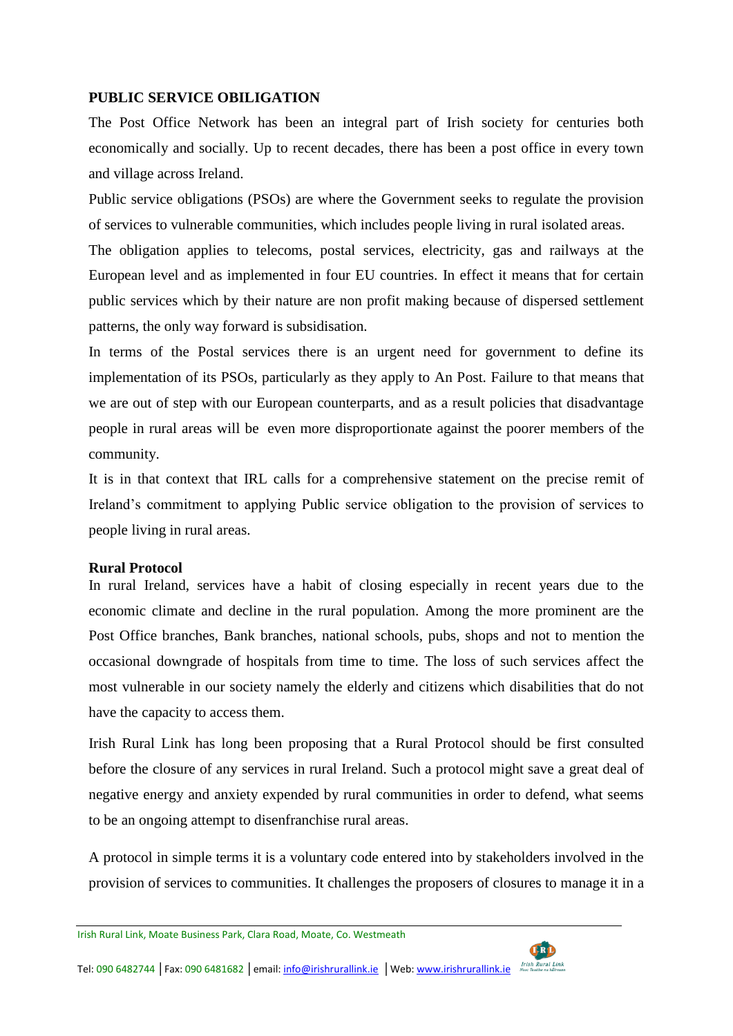**PUBLIC SERVICE OBILIGATION**

The Post Office Network has been an integral part of Irish society for centuries both economically and socially. Up to recent decades, there has been a post office in every town and village across Ireland.

Public service obligations (PSOs) are where the Government seeks to regulate the provision of services to vulnerable communities, which includes people living in rural isolated areas.

The obligation applies to telecoms, postal services, electricity, gas and railways at the European level and as implemented in four EU countries. In effect it means that for certain public services which by their nature are non profit making because of dispersed settlement patterns, the only way forward is subsidisation.

In terms of the Postal services there is an urgent need for government to define its implementation of its PSOs, particularly as they apply to An Post. Failure to that means that we are out of step with our European counterparts, and as a result policies that disadvantage people in rural areas will be even more disproportionate against the poorer members of the community.

It is in that context that IRL calls for a comprehensive statement on the precise remit of Ireland's commitment to applying Public service obligation to the provision of services to people living in rural areas.

**Rural Protocol**

In rural Ireland, services have a habit of closing especially in recent years due to the economic climate and decline in the rural population. Among the more prominent are the Post Office branches, Bank branches, national schools, pubs, shops and not to mention the occasional downgrade of hospitals from time to time. The loss of such services affect the most vulnerable in our society namely the elderly and citizens which disabilities that do not have the capacity to access them.

Irish Rural Link has long been proposing that a Rural Protocol should be first consulted before the closure of any services in rural Ireland. Such a protocol might save a great deal of negative energy and anxiety expended by rural communities in order to defend, what seems to be an ongoing attempt to disenfranchise rural areas.

A protocol in simple terms it is a voluntary code entered into by stakeholders involved in the provision of services to communities. It challenges the proposers of closures to manage it in a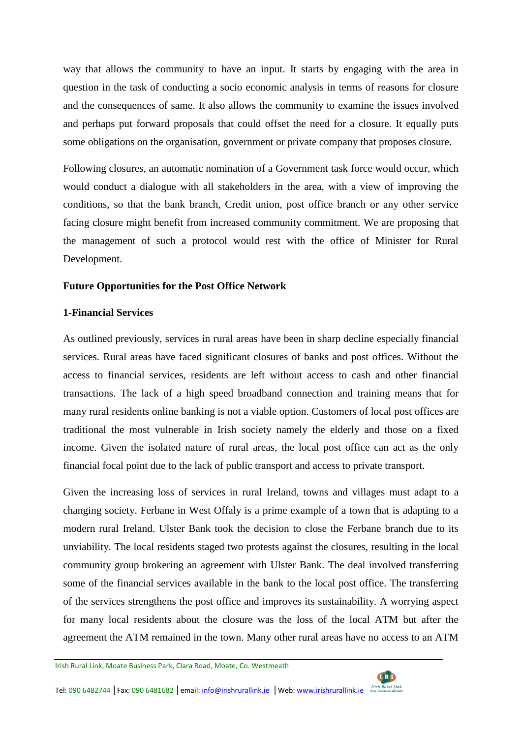way that allows the community to have an input. It starts by engaging with the area in question in the task of conducting a socio economic analysis in terms of reasons for closure and the consequences of same. It also allows the community to examine the issues involved and perhaps put forward proposals that could offset the need for a closure. It equally puts some obligations on the organisation, government or private company that proposes closure.

Following closures, an automatic nomination of a Government task force would occur, which would conduct a dialogue with all stakeholders in the area, with a view of improving the conditions, so that the bank branch, Credit union, post office branch or any other service facing closure might benefit from increased community commitment. We are proposing that the management of such a protocol would rest with the office of Minister for Rural Development.

**Future Opportunities for the Post Office Network**

**1-Financial Services**

As outlined previously, services in rural areas have been in sharp decline especially financial services. Rural areas have faced significant closures of banks and post offices. Without the access to financial services, residents are left without access to cash and other financial transactions. The lack of a high speed broadband connection and training means that for many rural residents online banking is not a viable option. Customers of local post offices are traditional the most vulnerable in Irish society namely the elderly and those on a fixed income. Given the isolated nature of rural areas, the local post office can act as the only financial focal point due to the lack of public transport and access to private transport.

Given the increasing loss of services in rural Ireland, towns and villages must adapt to a changing society. Ferbane in West Offaly is a prime example of a town that is adapting to a modern rural Ireland. Ulster Bank took the decision to close the Ferbane branch due to its unviability. The local residents staged two protests against the closures, resulting in the local community group brokering an agreement with Ulster Bank. The deal involved transferring some of the financial services available in the bank to the local post office. The transferring of the services strengthens the post office and improves its sustainability. A worrying aspect for many local residents about the closure was the loss of the local ATM but after the agreement the ATM remained in the town. Many other rural areas have no access to an ATM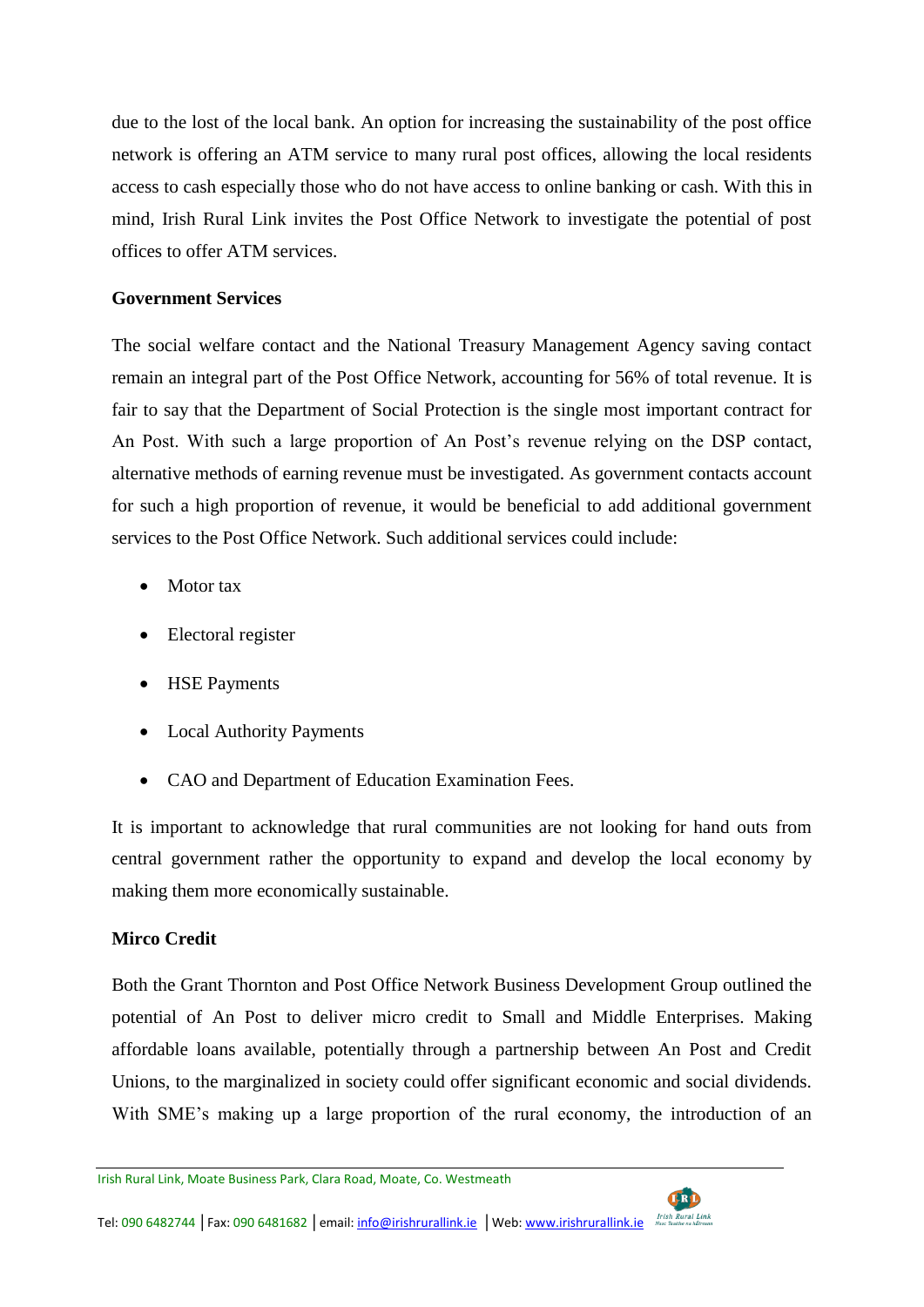due to the lost of the local bank. An option for increasing the sustainability of the post office network is offering an ATM service to many rural post offices, allowing the local residents access to cash especially those who do not have access to online banking or cash. With this in mind, Irish Rural Link invites the Post Office Network to investigate the potential of post offices to offer ATM services.

**Government Services**

The social welfare contact and the National Treasury Management Agency saving contact remain an integral part of the Post Office Network, accounting for 56% of total revenue. It is fair to say that the Department of Social Protection is the single most important contract for An Post. With such a large proportion of An Post's revenue relying on the DSP contact, alternative methods of earning revenue must be investigated. As government contacts account for such a high proportion of revenue, it would be beneficial to add additional government services to the Post Office Network. Such additional services could include:

- Motor tax
- Electoral register
- HSE Payments
- Local Authority Payments
- CAO and Department of Education Examination Fees.

It is important to acknowledge that rural communities are not looking for hand outs from central government rather the opportunity to expand and develop the local economy by making them more economically sustainable.

**Mirco Credit**

Both the Grant Thornton and Post Office Network Business Development Group outlined the potential of An Post to deliver micro credit to Small and Middle Enterprises. Making affordable loans available, potentially through a partnership between An Post and Credit Unions, to the marginalized in society could offer significant economic and social dividends. With SME's making up a large proportion of the rural economy, the introduction of an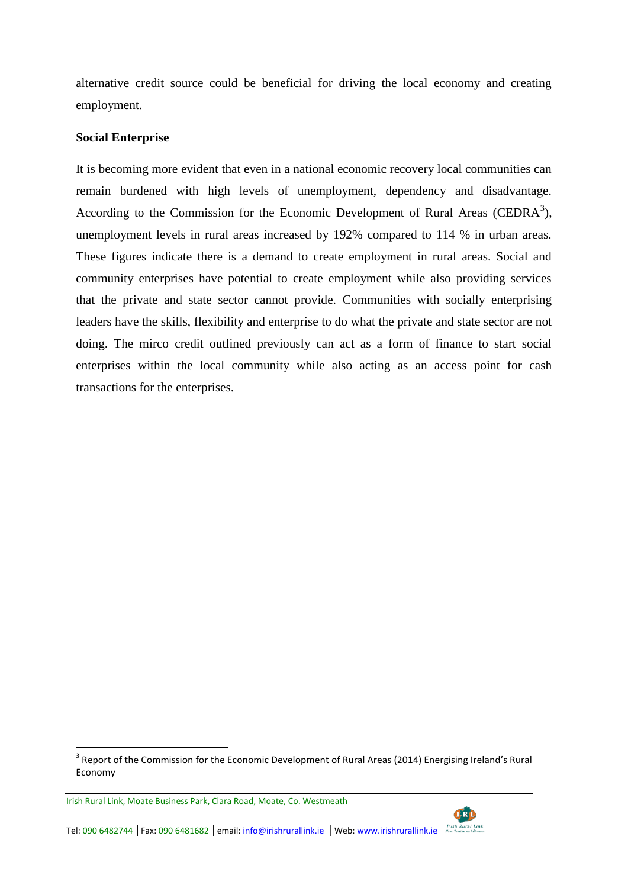alternative credit source could be beneficial for driving the local economy and creating employment.

**Social Enterprise**

It is becoming more evident that even in a national economic recovery local communities can remain burdened with high levels of unemployment, dependency and disadvantage. According to the Commission for the Economic Development of Rural Areas (CEDRA[3]), unemployment levels in rural areas increased by 192% compared to 114 % in urban areas. These figures indicate there is a demand to create employment in rural areas. Social and community enterprises have potential to create employment while also providing services that the private and state sector cannot provide. Communities with socially enterprising leaders have the skills, flexibility and enterprise to do what the private and state sector are not doing. The mirco credit outlined previously can act as a form of finance to start social enterprises within the local community while also acting as an access point for cash transactions for the enterprises.

[3] Report of the Commission for the Economic Development of Rural Areas (2014) Energising Ireland's Rural Economy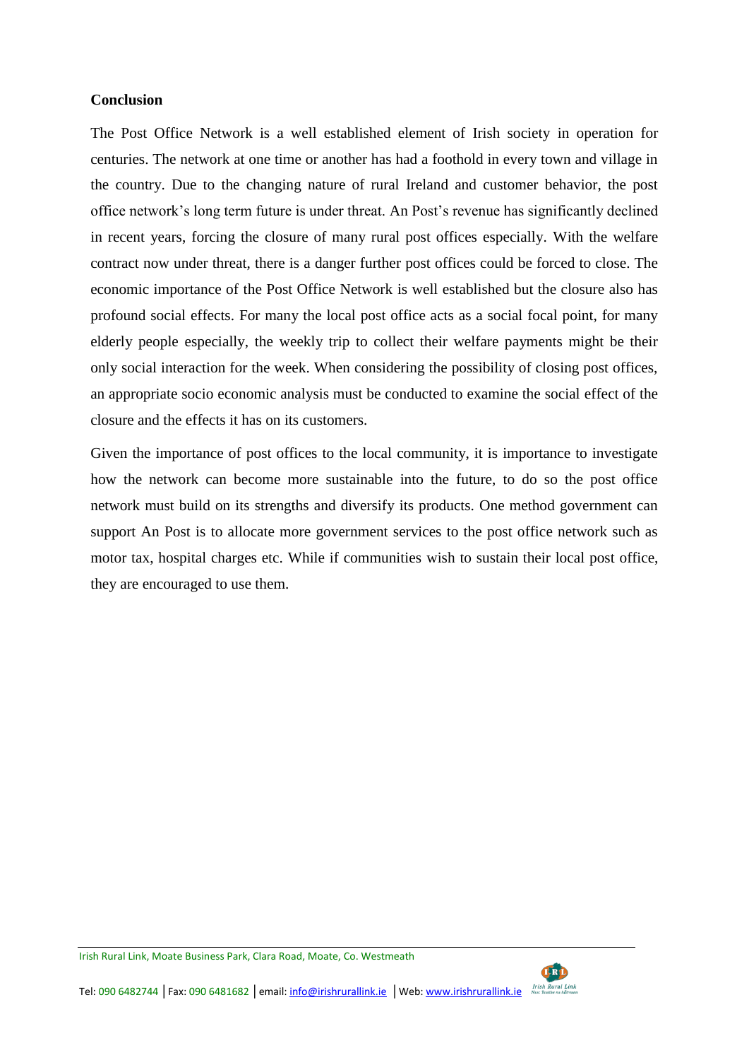**Conclusion**

The Post Office Network is a well established element of Irish society in operation for centuries. The network at one time or another has had a foothold in every town and village in the country. Due to the changing nature of rural Ireland and customer behavior, the post office network's long term future is under threat. An Post's revenue has significantly declined in recent years, forcing the closure of many rural post offices especially. With the welfare contract now under threat, there is a danger further post offices could be forced to close. The economic importance of the Post Office Network is well established but the closure also has profound social effects. For many the local post office acts as a social focal point, for many elderly people especially, the weekly trip to collect their welfare payments might be their only social interaction for the week. When considering the possibility of closing post offices, an appropriate socio economic analysis must be conducted to examine the social effect of the closure and the effects it has on its customers.

Given the importance of post offices to the local community, it is importance to investigate how the network can become more sustainable into the future, to do so the post office network must build on its strengths and diversify its products. One method government can support An Post is to allocate more government services to the post office network such as motor tax, hospital charges etc. While if communities wish to sustain their local post office, they are encouraged to use them.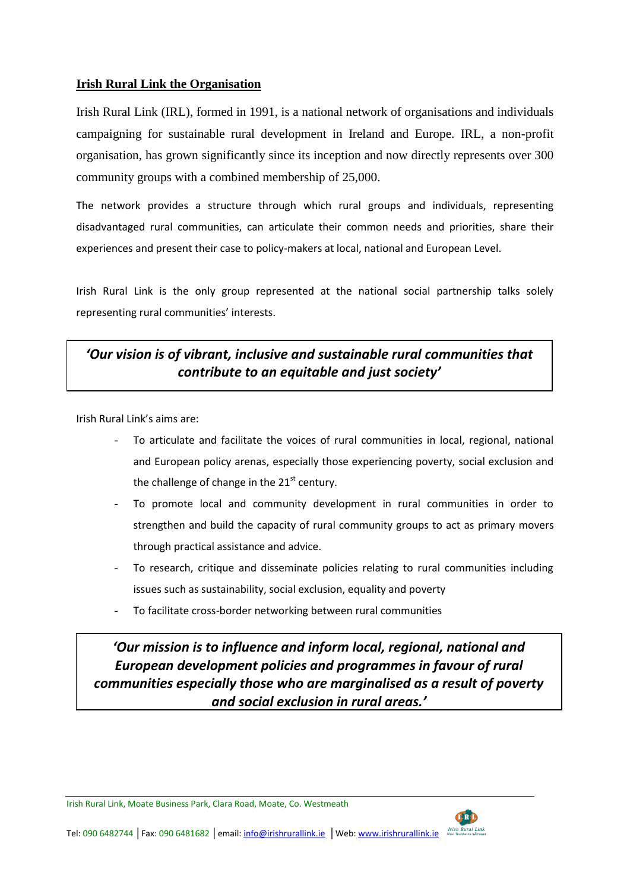## Irish Rural Link the Organisation

Irish Rural Link (IRL), formed in 1991, is a national network of organisations and individuals campaigning for sustainable rural development in Ireland and Europe. IRL, a non-profit organisation, has grown significantly since its inception and now directly represents over 300 community groups with a combined membership of 25,000.

The network provides a structure through which rural groups and individuals, representing disadvantaged rural communities, can articulate their common needs and priorities, share their experiences and present their case to policy-makers at local, national and European Level.

Irish Rural Link is the only group represented at the national social partnership talks solely representing rural communities' interests.

> ***'Our vision is of vibrant, inclusive and sustainable rural communities that contribute to an equitable and just society'***

Irish Rural Link's aims are:

- To articulate and facilitate the voices of rural communities in local, regional, national and European policy arenas, especially those experiencing poverty, social exclusion and the challenge of change in the 21st century.
- To promote local and community development in rural communities in order to strengthen and build the capacity of rural community groups to act as primary movers through practical assistance and advice.
- To research, critique and disseminate policies relating to rural communities including issues such as sustainability, social exclusion, equality and poverty
- To facilitate cross-border networking between rural communities

> ***'Our mission is to influence and inform local, regional, national and European development policies and programmes in favour of rural communities especially those who are marginalised as a result of poverty and social exclusion in rural areas.'***

Irish Rural Link, Moate Business Park, Clara Road, Moate, Co. Westmeath

Tel: 090 6482744 | Fax: 090 6481682 | email: info@irishrurallink.ie | Web: www.irishrurallink.ie